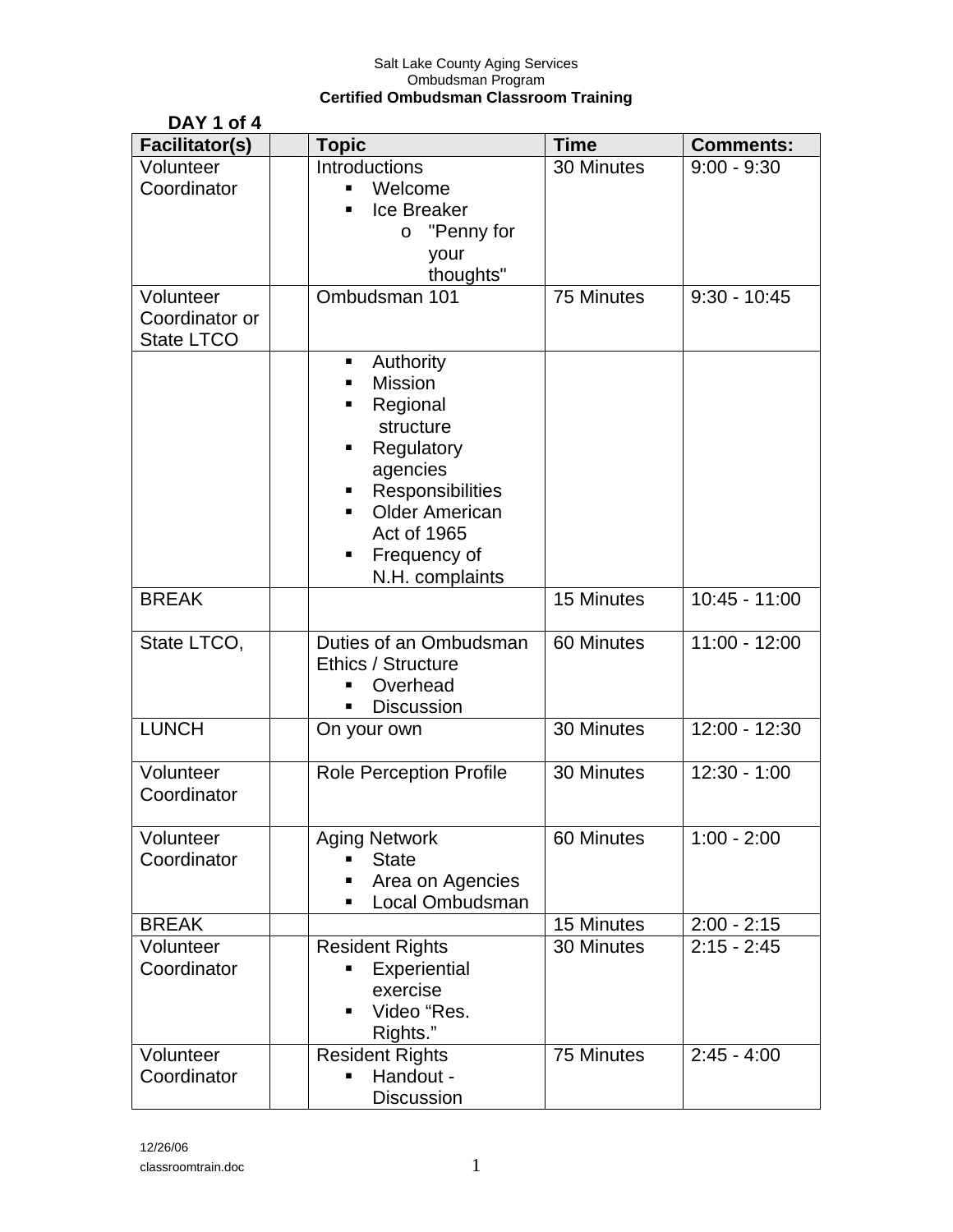Salt Lake County Aging Services
Ombudsman Program
**Certified Ombudsman Classroom Training**

**DAY 1 of 4**

| Facilitator(s) | | Topic | Time | Comments: |
|---|---|---|---|---|
| Volunteer Coordinator | | Introductions<br>▪ Welcome<br>▪ Ice Breaker<br>o "Penny for your thoughts" | 30 Minutes | 9:00 - 9:30 |
| Volunteer Coordinator or State LTCO | | Ombudsman 101 | 75 Minutes | 9:30 - 10:45 |
| | | ▪ Authority<br>▪ Mission<br>▪ Regional structure<br>▪ Regulatory agencies<br>▪ Responsibilities<br>▪ Older American Act of 1965<br>▪ Frequency of N.H. complaints | | |
| BREAK | | | 15 Minutes | 10:45 - 11:00 |
| State LTCO, | | Duties of an Ombudsman Ethics / Structure<br>▪ Overhead<br>▪ Discussion | 60 Minutes | 11:00 - 12:00 |
| LUNCH | | On your own | 30 Minutes | 12:00 - 12:30 |
| Volunteer Coordinator | | Role Perception Profile | 30 Minutes | 12:30 - 1:00 |
| Volunteer Coordinator | | Aging Network<br>▪ State<br>▪ Area on Agencies<br>▪ Local Ombudsman | 60 Minutes | 1:00 - 2:00 |
| BREAK | | | 15 Minutes | 2:00 - 2:15 |
| Volunteer Coordinator | | Resident Rights<br>▪ Experiential exercise<br>▪ Video "Res. Rights." | 30 Minutes | 2:15 - 2:45 |
| Volunteer Coordinator | | Resident Rights<br>▪ Handout - Discussion | 75 Minutes | 2:45 - 4:00 |

12/26/06
classroomtrain.doc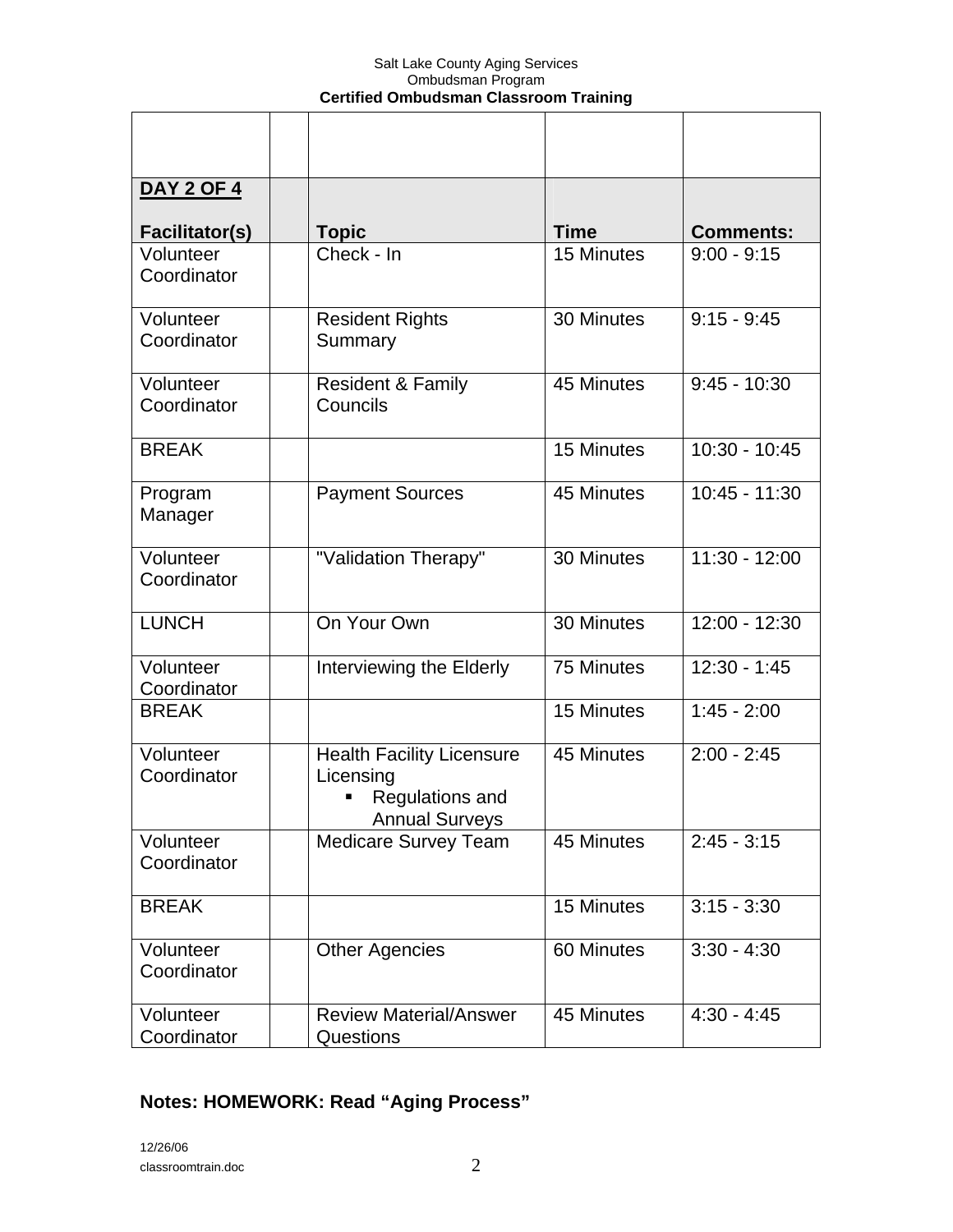Salt Lake County Aging Services
Ombudsman Program
**Certified Ombudsman Classroom Training**

| | | | | |
|---|---|---|---|---|
| **DAY 2 OF 4** | | | | |
| **Facilitator(s)** | | **Topic** | **Time** | **Comments:** |
| Volunteer Coordinator | | Check - In | 15 Minutes | 9:00 - 9:15 |
| Volunteer Coordinator | | Resident Rights Summary | 30 Minutes | 9:15 - 9:45 |
| Volunteer Coordinator | | Resident & Family Councils | 45 Minutes | 9:45 - 10:30 |
| BREAK | | | 15 Minutes | 10:30 - 10:45 |
| Program Manager | | Payment Sources | 45 Minutes | 10:45 - 11:30 |
| Volunteer Coordinator | | "Validation Therapy" | 30 Minutes | 11:30 - 12:00 |
| LUNCH | | On Your Own | 30 Minutes | 12:00 - 12:30 |
| Volunteer Coordinator | | Interviewing the Elderly | 75 Minutes | 12:30 - 1:45 |
| BREAK | | | 15 Minutes | 1:45 - 2:00 |
| Volunteer Coordinator | | Health Facility Licensure Licensing<br>▪ Regulations and Annual Surveys | 45 Minutes | 2:00 - 2:45 |
| Volunteer Coordinator | | Medicare Survey Team | 45 Minutes | 2:45 - 3:15 |
| BREAK | | | 15 Minutes | 3:15 - 3:30 |
| Volunteer Coordinator | | Other Agencies | 60 Minutes | 3:30 - 4:30 |
| Volunteer Coordinator | | Review Material/Answer Questions | 45 Minutes | 4:30 - 4:45 |

**Notes: HOMEWORK: Read "Aging Process"**

12/26/06
classroomtrain.doc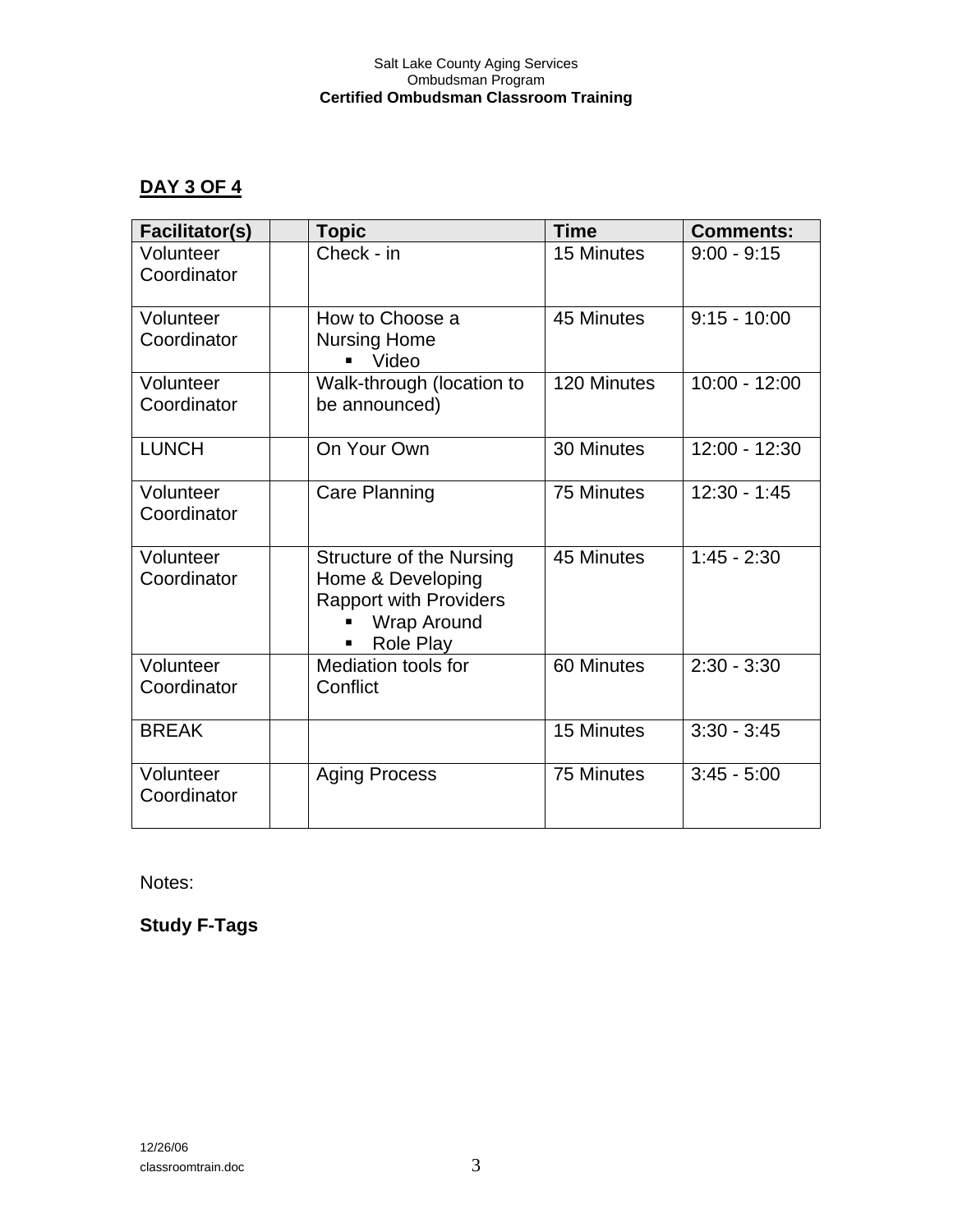Salt Lake County Aging Services
Ombudsman Program
**Certified Ombudsman Classroom Training**

## DAY 3 OF 4

| Facilitator(s) | | Topic | Time | Comments: |
|---|---|---|---|---|
| Volunteer Coordinator | | Check - in | 15 Minutes | 9:00 - 9:15 |
| Volunteer Coordinator | | How to Choose a Nursing Home<br>▪ Video | 45 Minutes | 9:15 - 10:00 |
| Volunteer Coordinator | | Walk-through (location to be announced) | 120 Minutes | 10:00 - 12:00 |
| LUNCH | | On Your Own | 30 Minutes | 12:00 - 12:30 |
| Volunteer Coordinator | | Care Planning | 75 Minutes | 12:30 - 1:45 |
| Volunteer Coordinator | | Structure of the Nursing Home & Developing Rapport with Providers<br>▪ Wrap Around<br>▪ Role Play | 45 Minutes | 1:45 - 2:30 |
| Volunteer Coordinator | | Mediation tools for Conflict | 60 Minutes | 2:30 - 3:30 |
| BREAK | | | 15 Minutes | 3:30 - 3:45 |
| Volunteer Coordinator | | Aging Process | 75 Minutes | 3:45 - 5:00 |

Notes:

**Study F-Tags**

12/26/06
classroomtrain.doc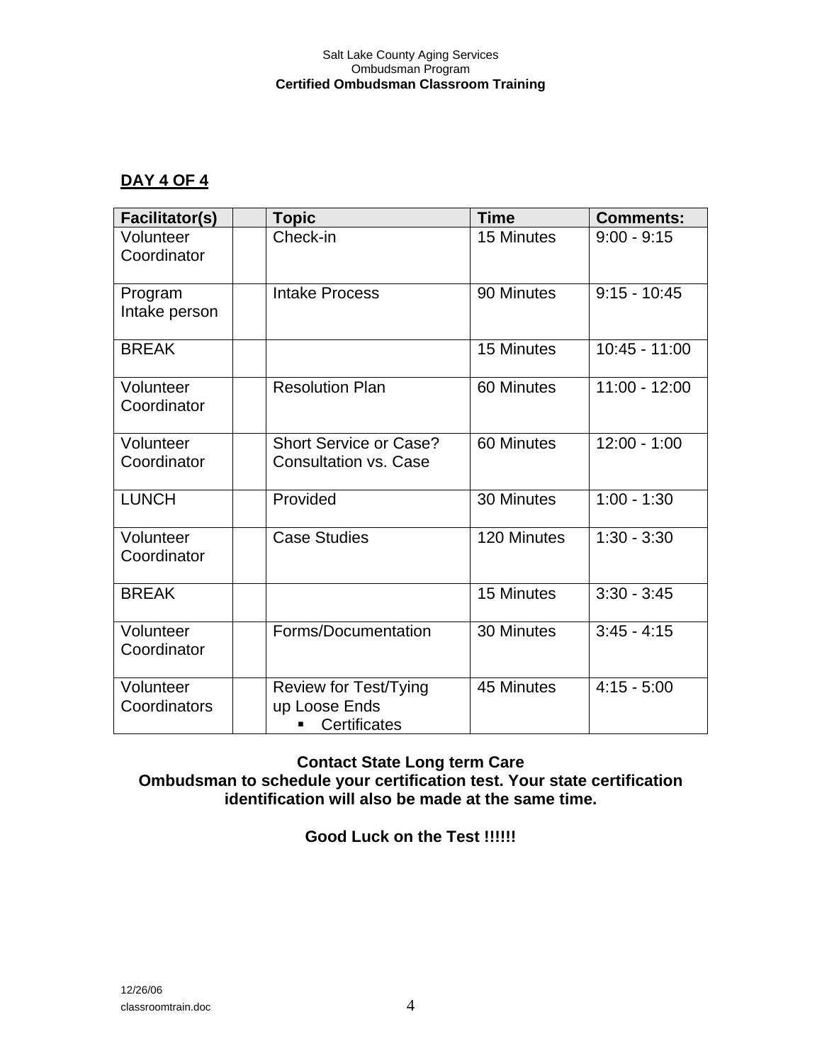Salt Lake County Aging Services
Ombudsman Program
**Certified Ombudsman Classroom Training**

## DAY 4 OF 4

| Facilitator(s) | | Topic | Time | Comments: |
|---|---|---|---|---|
| Volunteer Coordinator | | Check-in | 15 Minutes | 9:00 - 9:15 |
| Program Intake person | | Intake Process | 90 Minutes | 9:15 - 10:45 |
| BREAK | | | 15 Minutes | 10:45 - 11:00 |
| Volunteer Coordinator | | Resolution Plan | 60 Minutes | 11:00 - 12:00 |
| Volunteer Coordinator | | Short Service or Case? Consultation vs. Case | 60 Minutes | 12:00 - 1:00 |
| LUNCH | | Provided | 30 Minutes | 1:00 - 1:30 |
| Volunteer Coordinator | | Case Studies | 120 Minutes | 1:30 - 3:30 |
| BREAK | | | 15 Minutes | 3:30 - 3:45 |
| Volunteer Coordinator | | Forms/Documentation | 30 Minutes | 3:45 - 4:15 |
| Volunteer Coordinators | | Review for Test/Tying up Loose Ends<br>▪ Certificates | 45 Minutes | 4:15 - 5:00 |

**Contact State Long term Care Ombudsman to schedule your certification test. Your state certification identification will also be made at the same time.**

**Good Luck on the Test !!!!!!**

12/26/06
classroomtrain.doc